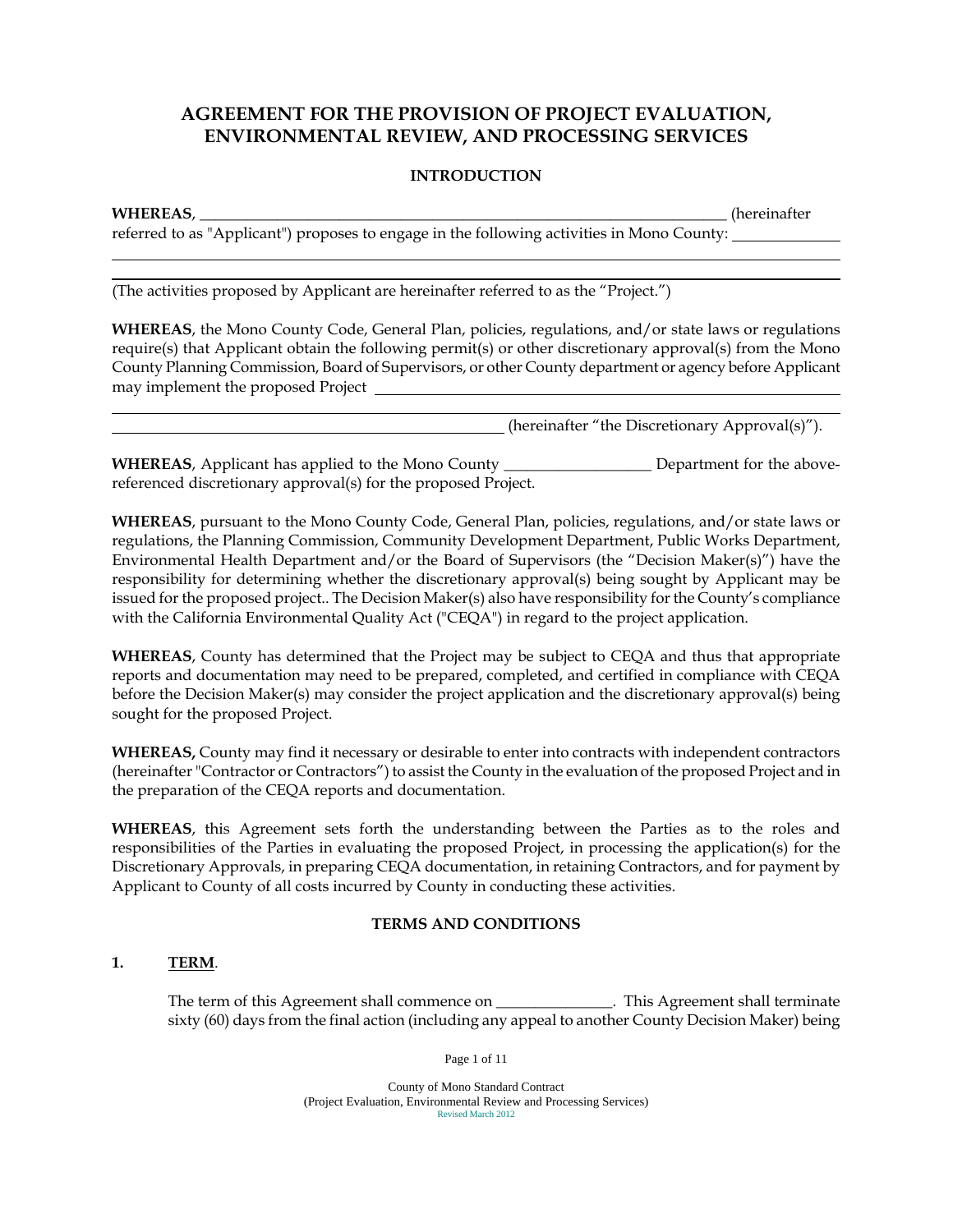# AGREEMENT FOR THE PROVISION OF PROJECT EVALUATION, ENVIRONMENTAL REVIEW, AND PROCESSING SERVICES

## INTRODUCTION

**WHEREAS**, ______________________________________________________________ (hereinafter referred to as "Applicant") proposes to engage in the following activities in Mono County: ____________

______________________________________________________________________________

______________________________________________________________________________

(The activities proposed by Applicant are hereinafter referred to as the "Project.")

**WHEREAS**, the Mono County Code, General Plan, policies, regulations, and/or state laws or regulations require(s) that Applicant obtain the following permit(s) or other discretionary approval(s) from the Mono County Planning Commission, Board of Supervisors, or other County department or agency before Applicant may implement the proposed Project ________________________________________________

______________________________________________________________________________

______________________________________________ (hereinafter "the Discretionary Approval(s)").

**WHEREAS**, Applicant has applied to the Mono County __________________ Department for the above-referenced discretionary approval(s) for the proposed Project.

**WHEREAS**, pursuant to the Mono County Code, General Plan, policies, regulations, and/or state laws or regulations, the Planning Commission, Community Development Department, Public Works Department, Environmental Health Department and/or the Board of Supervisors (the "Decision Maker(s)") have the responsibility for determining whether the discretionary approval(s) being sought by Applicant may be issued for the proposed project.. The Decision Maker(s) also have responsibility for the County's compliance with the California Environmental Quality Act ("CEQA") in regard to the project application.

**WHEREAS**, County has determined that the Project may be subject to CEQA and thus that appropriate reports and documentation may need to be prepared, completed, and certified in compliance with CEQA before the Decision Maker(s) may consider the project application and the discretionary approval(s) being sought for the proposed Project.

**WHEREAS,** County may find it necessary or desirable to enter into contracts with independent contractors (hereinafter "Contractor or Contractors") to assist the County in the evaluation of the proposed Project and in the preparation of the CEQA reports and documentation.

**WHEREAS**, this Agreement sets forth the understanding between the Parties as to the roles and responsibilities of the Parties in evaluating the proposed Project, in processing the application(s) for the Discretionary Approvals, in preparing CEQA documentation, in retaining Contractors, and for payment by Applicant to County of all costs incurred by County in conducting these activities.

## TERMS AND CONDITIONS

**1.** **<u>TERM</u>**.

The term of this Agreement shall commence on ______________. This Agreement shall terminate sixty (60) days from the final action (including any appeal to another County Decision Maker) being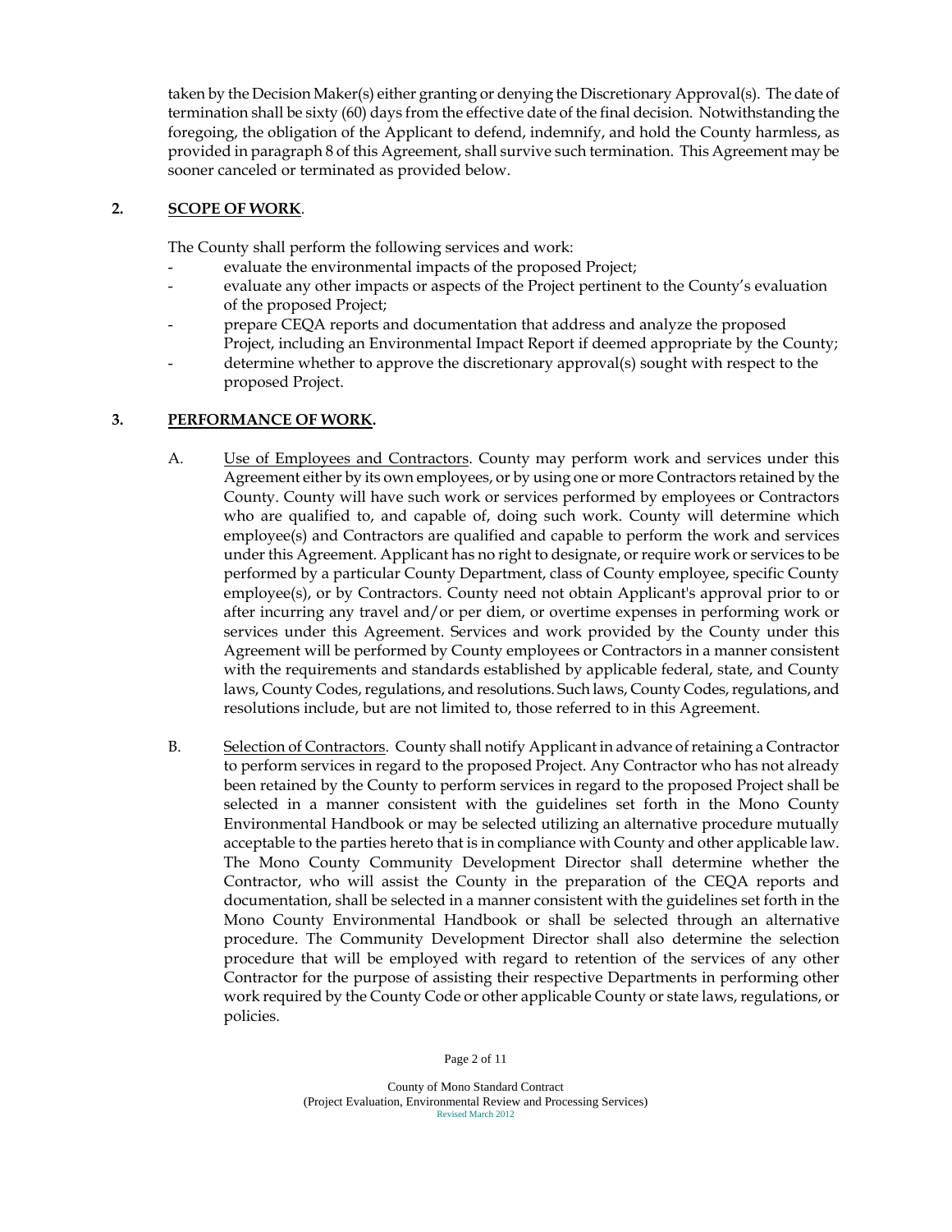taken by the Decision Maker(s) either granting or denying the Discretionary Approval(s). The date of termination shall be sixty (60) days from the effective date of the final decision. Notwithstanding the foregoing, the obligation of the Applicant to defend, indemnify, and hold the County harmless, as provided in paragraph 8 of this Agreement, shall survive such termination. This Agreement may be sooner canceled or terminated as provided below.

**2. <u>SCOPE OF WORK</u>.**

The County shall perform the following services and work:

- evaluate the environmental impacts of the proposed Project;
- evaluate any other impacts or aspects of the Project pertinent to the County's evaluation of the proposed Project;
- prepare CEQA reports and documentation that address and analyze the proposed Project, including an Environmental Impact Report if deemed appropriate by the County;
- determine whether to approve the discretionary approval(s) sought with respect to the proposed Project.

**3. <u>PERFORMANCE OF WORK</u>.**

A. <u>Use of Employees and Contractors</u>. County may perform work and services under this Agreement either by its own employees, or by using one or more Contractors retained by the County. County will have such work or services performed by employees or Contractors who are qualified to, and capable of, doing such work. County will determine which employee(s) and Contractors are qualified and capable to perform the work and services under this Agreement. Applicant has no right to designate, or require work or services to be performed by a particular County Department, class of County employee, specific County employee(s), or by Contractors. County need not obtain Applicant's approval prior to or after incurring any travel and/or per diem, or overtime expenses in performing work or services under this Agreement. Services and work provided by the County under this Agreement will be performed by County employees or Contractors in a manner consistent with the requirements and standards established by applicable federal, state, and County laws, County Codes, regulations, and resolutions. Such laws, County Codes, regulations, and resolutions include, but are not limited to, those referred to in this Agreement.

B. <u>Selection of Contractors</u>. County shall notify Applicant in advance of retaining a Contractor to perform services in regard to the proposed Project. Any Contractor who has not already been retained by the County to perform services in regard to the proposed Project shall be selected in a manner consistent with the guidelines set forth in the Mono County Environmental Handbook or may be selected utilizing an alternative procedure mutually acceptable to the parties hereto that is in compliance with County and other applicable law. The Mono County Community Development Director shall determine whether the Contractor, who will assist the County in the preparation of the CEQA reports and documentation, shall be selected in a manner consistent with the guidelines set forth in the Mono County Environmental Handbook or shall be selected through an alternative procedure. The Community Development Director shall also determine the selection procedure that will be employed with regard to retention of the services of any other Contractor for the purpose of assisting their respective Departments in performing other work required by the County Code or other applicable County or state laws, regulations, or policies.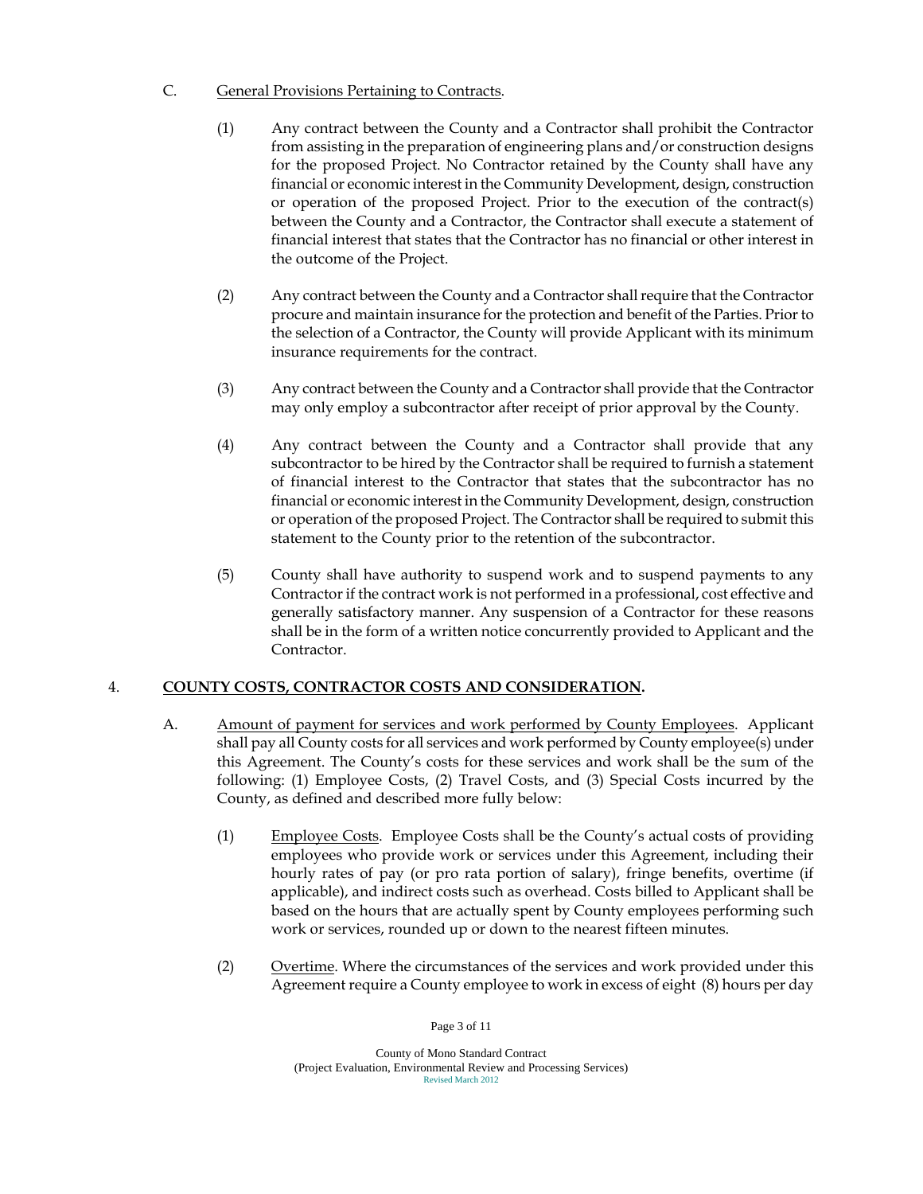C. <u>General Provisions Pertaining to Contracts</u>.

(1) Any contract between the County and a Contractor shall prohibit the Contractor from assisting in the preparation of engineering plans and/or construction designs for the proposed Project. No Contractor retained by the County shall have any financial or economic interest in the Community Development, design, construction or operation of the proposed Project. Prior to the execution of the contract(s) between the County and a Contractor, the Contractor shall execute a statement of financial interest that states that the Contractor has no financial or other interest in the outcome of the Project.

(2) Any contract between the County and a Contractor shall require that the Contractor procure and maintain insurance for the protection and benefit of the Parties. Prior to the selection of a Contractor, the County will provide Applicant with its minimum insurance requirements for the contract.

(3) Any contract between the County and a Contractor shall provide that the Contractor may only employ a subcontractor after receipt of prior approval by the County.

(4) Any contract between the County and a Contractor shall provide that any subcontractor to be hired by the Contractor shall be required to furnish a statement of financial interest to the Contractor that states that the subcontractor has no financial or economic interest in the Community Development, design, construction or operation of the proposed Project. The Contractor shall be required to submit this statement to the County prior to the retention of the subcontractor.

(5) County shall have authority to suspend work and to suspend payments to any Contractor if the contract work is not performed in a professional, cost effective and generally satisfactory manner. Any suspension of a Contractor for these reasons shall be in the form of a written notice concurrently provided to Applicant and the Contractor.

4. **<u>COUNTY COSTS, CONTRACTOR COSTS AND CONSIDERATION</u>.**

A. <u>Amount of payment for services and work performed by County Employees</u>. Applicant shall pay all County costs for all services and work performed by County employee(s) under this Agreement. The County's costs for these services and work shall be the sum of the following: (1) Employee Costs, (2) Travel Costs, and (3) Special Costs incurred by the County, as defined and described more fully below:

(1) <u>Employee Costs</u>. Employee Costs shall be the County's actual costs of providing employees who provide work or services under this Agreement, including their hourly rates of pay (or pro rata portion of salary), fringe benefits, overtime (if applicable), and indirect costs such as overhead. Costs billed to Applicant shall be based on the hours that are actually spent by County employees performing such work or services, rounded up or down to the nearest fifteen minutes.

(2) <u>Overtime</u>. Where the circumstances of the services and work provided under this Agreement require a County employee to work in excess of eight (8) hours per day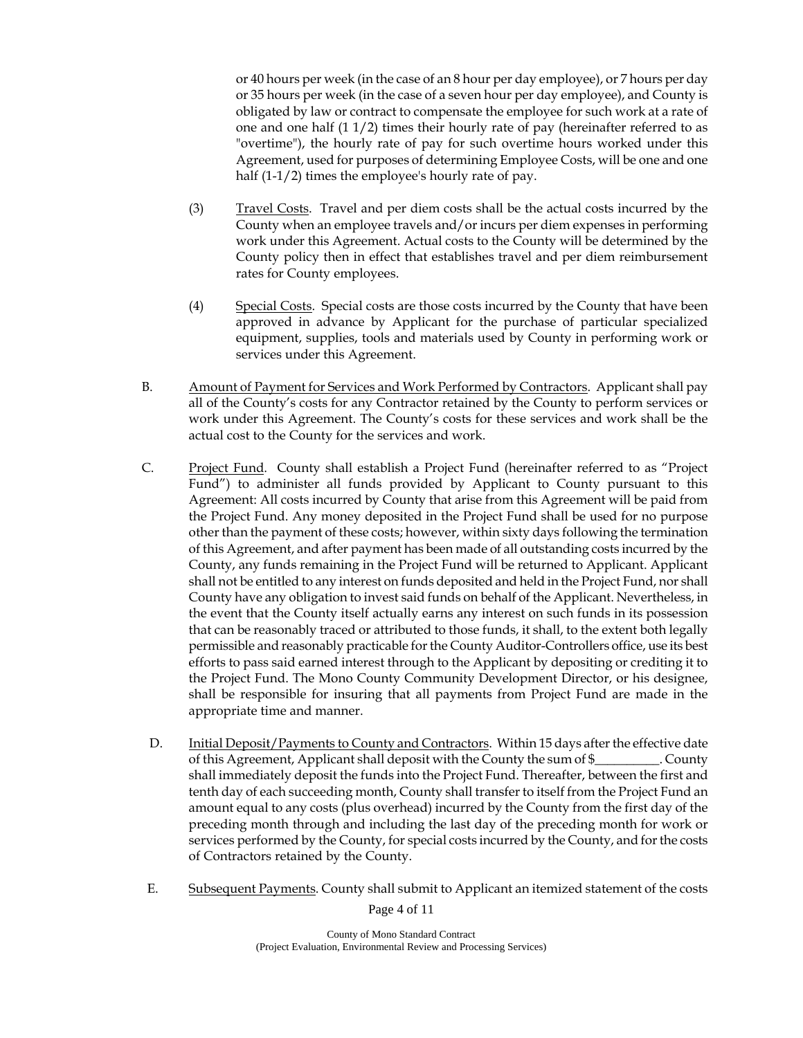or 40 hours per week (in the case of an 8 hour per day employee), or 7 hours per day or 35 hours per week (in the case of a seven hour per day employee), and County is obligated by law or contract to compensate the employee for such work at a rate of one and one half (1 1/2) times their hourly rate of pay (hereinafter referred to as "overtime"), the hourly rate of pay for such overtime hours worked under this Agreement, used for purposes of determining Employee Costs, will be one and one half (1-1/2) times the employee's hourly rate of pay.

(3) Travel Costs. Travel and per diem costs shall be the actual costs incurred by the County when an employee travels and/or incurs per diem expenses in performing work under this Agreement. Actual costs to the County will be determined by the County policy then in effect that establishes travel and per diem reimbursement rates for County employees.

(4) Special Costs. Special costs are those costs incurred by the County that have been approved in advance by Applicant for the purchase of particular specialized equipment, supplies, tools and materials used by County in performing work or services under this Agreement.

B. Amount of Payment for Services and Work Performed by Contractors. Applicant shall pay all of the County's costs for any Contractor retained by the County to perform services or work under this Agreement. The County's costs for these services and work shall be the actual cost to the County for the services and work.

C. Project Fund. County shall establish a Project Fund (hereinafter referred to as "Project Fund") to administer all funds provided by Applicant to County pursuant to this Agreement: All costs incurred by County that arise from this Agreement will be paid from the Project Fund. Any money deposited in the Project Fund shall be used for no purpose other than the payment of these costs; however, within sixty days following the termination of this Agreement, and after payment has been made of all outstanding costs incurred by the County, any funds remaining in the Project Fund will be returned to Applicant. Applicant shall not be entitled to any interest on funds deposited and held in the Project Fund, nor shall County have any obligation to invest said funds on behalf of the Applicant. Nevertheless, in the event that the County itself actually earns any interest on such funds in its possession that can be reasonably traced or attributed to those funds, it shall, to the extent both legally permissible and reasonably practicable for the County Auditor-Controllers office, use its best efforts to pass said earned interest through to the Applicant by depositing or crediting it to the Project Fund. The Mono County Community Development Director, or his designee, shall be responsible for insuring that all payments from Project Fund are made in the appropriate time and manner.

D. Initial Deposit/Payments to County and Contractors. Within 15 days after the effective date of this Agreement, Applicant shall deposit with the County the sum of $__________. County shall immediately deposit the funds into the Project Fund. Thereafter, between the first and tenth day of each succeeding month, County shall transfer to itself from the Project Fund an amount equal to any costs (plus overhead) incurred by the County from the first day of the preceding month through and including the last day of the preceding month for work or services performed by the County, for special costs incurred by the County, and for the costs of Contractors retained by the County.

E. Subsequent Payments. County shall submit to Applicant an itemized statement of the costs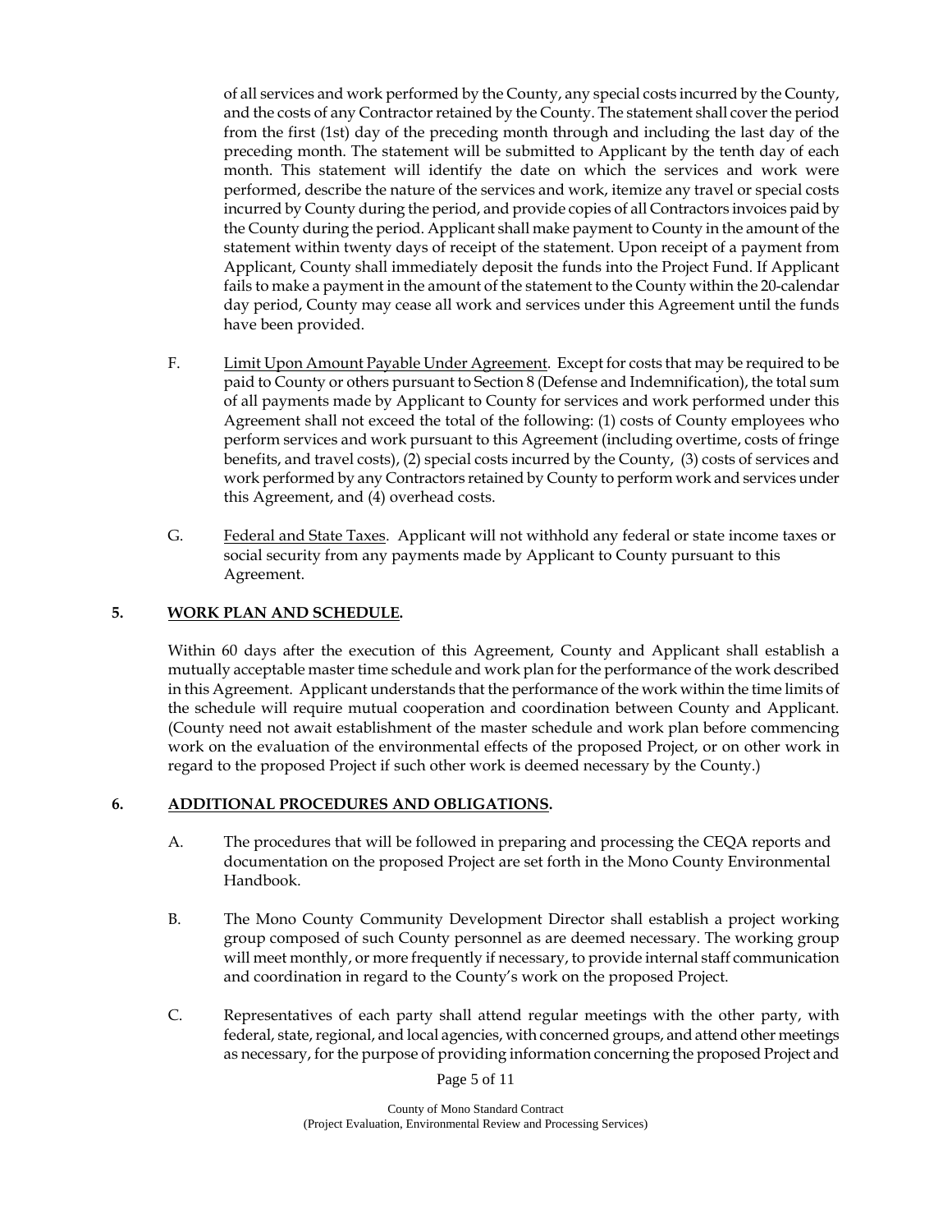of all services and work performed by the County, any special costs incurred by the County, and the costs of any Contractor retained by the County. The statement shall cover the period from the first (1st) day of the preceding month through and including the last day of the preceding month. The statement will be submitted to Applicant by the tenth day of each month. This statement will identify the date on which the services and work were performed, describe the nature of the services and work, itemize any travel or special costs incurred by County during the period, and provide copies of all Contractors invoices paid by the County during the period. Applicant shall make payment to County in the amount of the statement within twenty days of receipt of the statement. Upon receipt of a payment from Applicant, County shall immediately deposit the funds into the Project Fund. If Applicant fails to make a payment in the amount of the statement to the County within the 20-calendar day period, County may cease all work and services under this Agreement until the funds have been provided.

F. Limit Upon Amount Payable Under Agreement. Except for costs that may be required to be paid to County or others pursuant to Section 8 (Defense and Indemnification), the total sum of all payments made by Applicant to County for services and work performed under this Agreement shall not exceed the total of the following: (1) costs of County employees who perform services and work pursuant to this Agreement (including overtime, costs of fringe benefits, and travel costs), (2) special costs incurred by the County, (3) costs of services and work performed by any Contractors retained by County to perform work and services under this Agreement, and (4) overhead costs.

G. Federal and State Taxes. Applicant will not withhold any federal or state income taxes or social security from any payments made by Applicant to County pursuant to this Agreement.

## 5. WORK PLAN AND SCHEDULE.

Within 60 days after the execution of this Agreement, County and Applicant shall establish a mutually acceptable master time schedule and work plan for the performance of the work described in this Agreement. Applicant understands that the performance of the work within the time limits of the schedule will require mutual cooperation and coordination between County and Applicant. (County need not await establishment of the master schedule and work plan before commencing work on the evaluation of the environmental effects of the proposed Project, or on other work in regard to the proposed Project if such other work is deemed necessary by the County.)

## 6. ADDITIONAL PROCEDURES AND OBLIGATIONS.

A. The procedures that will be followed in preparing and processing the CEQA reports and documentation on the proposed Project are set forth in the Mono County Environmental Handbook.

B. The Mono County Community Development Director shall establish a project working group composed of such County personnel as are deemed necessary. The working group will meet monthly, or more frequently if necessary, to provide internal staff communication and coordination in regard to the County's work on the proposed Project.

C. Representatives of each party shall attend regular meetings with the other party, with federal, state, regional, and local agencies, with concerned groups, and attend other meetings as necessary, for the purpose of providing information concerning the proposed Project and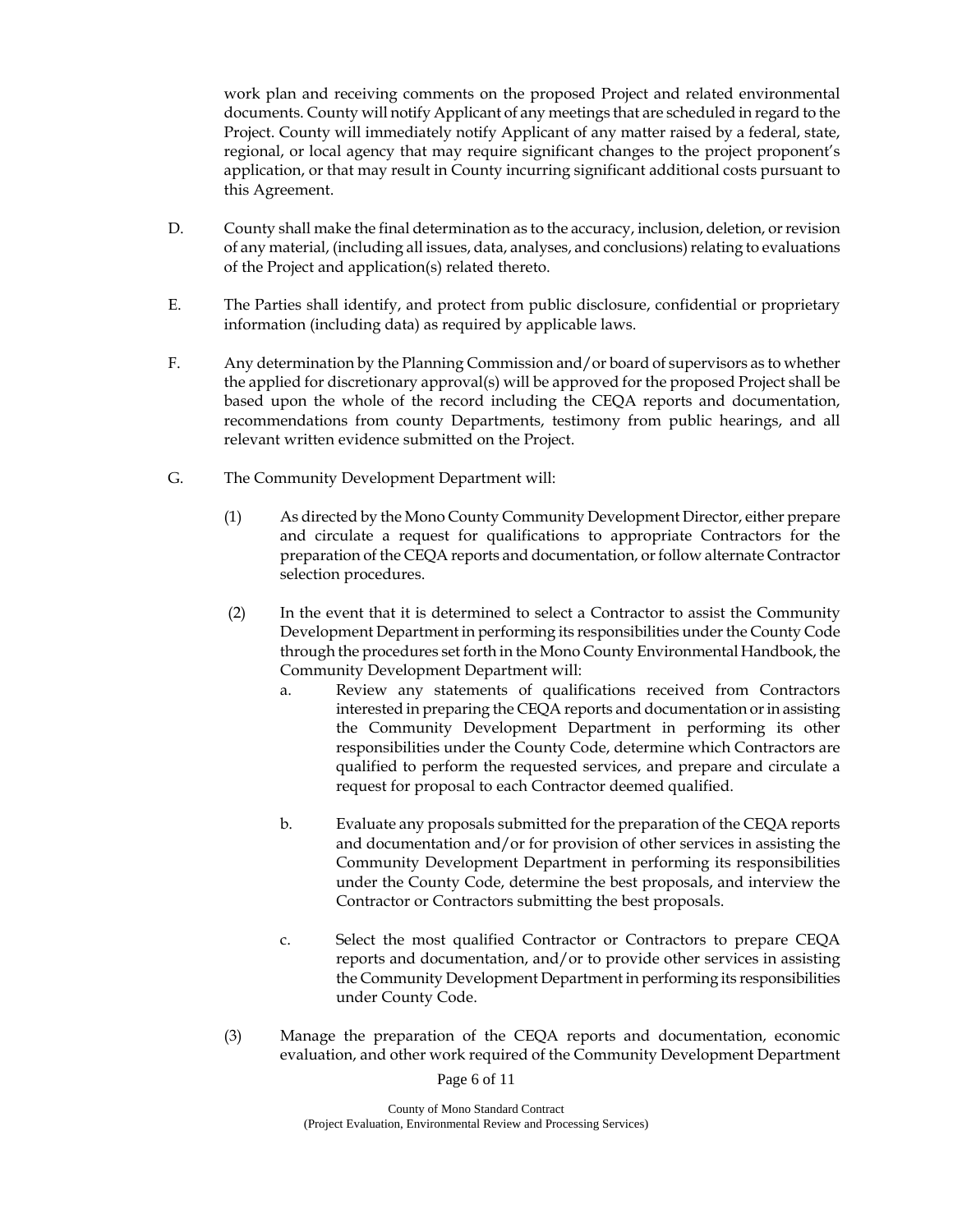work plan and receiving comments on the proposed Project and related environmental documents. County will notify Applicant of any meetings that are scheduled in regard to the Project. County will immediately notify Applicant of any matter raised by a federal, state, regional, or local agency that may require significant changes to the project proponent's application, or that may result in County incurring significant additional costs pursuant to this Agreement.

D. County shall make the final determination as to the accuracy, inclusion, deletion, or revision of any material, (including all issues, data, analyses, and conclusions) relating to evaluations of the Project and application(s) related thereto.

E. The Parties shall identify, and protect from public disclosure, confidential or proprietary information (including data) as required by applicable laws.

F. Any determination by the Planning Commission and/or board of supervisors as to whether the applied for discretionary approval(s) will be approved for the proposed Project shall be based upon the whole of the record including the CEQA reports and documentation, recommendations from county Departments, testimony from public hearings, and all relevant written evidence submitted on the Project.

G. The Community Development Department will:

(1) As directed by the Mono County Community Development Director, either prepare and circulate a request for qualifications to appropriate Contractors for the preparation of the CEQA reports and documentation, or follow alternate Contractor selection procedures.

(2) In the event that it is determined to select a Contractor to assist the Community Development Department in performing its responsibilities under the County Code through the procedures set forth in the Mono County Environmental Handbook, the Community Development Department will:

a. Review any statements of qualifications received from Contractors interested in preparing the CEQA reports and documentation or in assisting the Community Development Department in performing its other responsibilities under the County Code, determine which Contractors are qualified to perform the requested services, and prepare and circulate a request for proposal to each Contractor deemed qualified.

b. Evaluate any proposals submitted for the preparation of the CEQA reports and documentation and/or for provision of other services in assisting the Community Development Department in performing its responsibilities under the County Code, determine the best proposals, and interview the Contractor or Contractors submitting the best proposals.

c. Select the most qualified Contractor or Contractors to prepare CEQA reports and documentation, and/or to provide other services in assisting the Community Development Department in performing its responsibilities under County Code.

(3) Manage the preparation of the CEQA reports and documentation, economic evaluation, and other work required of the Community Development Department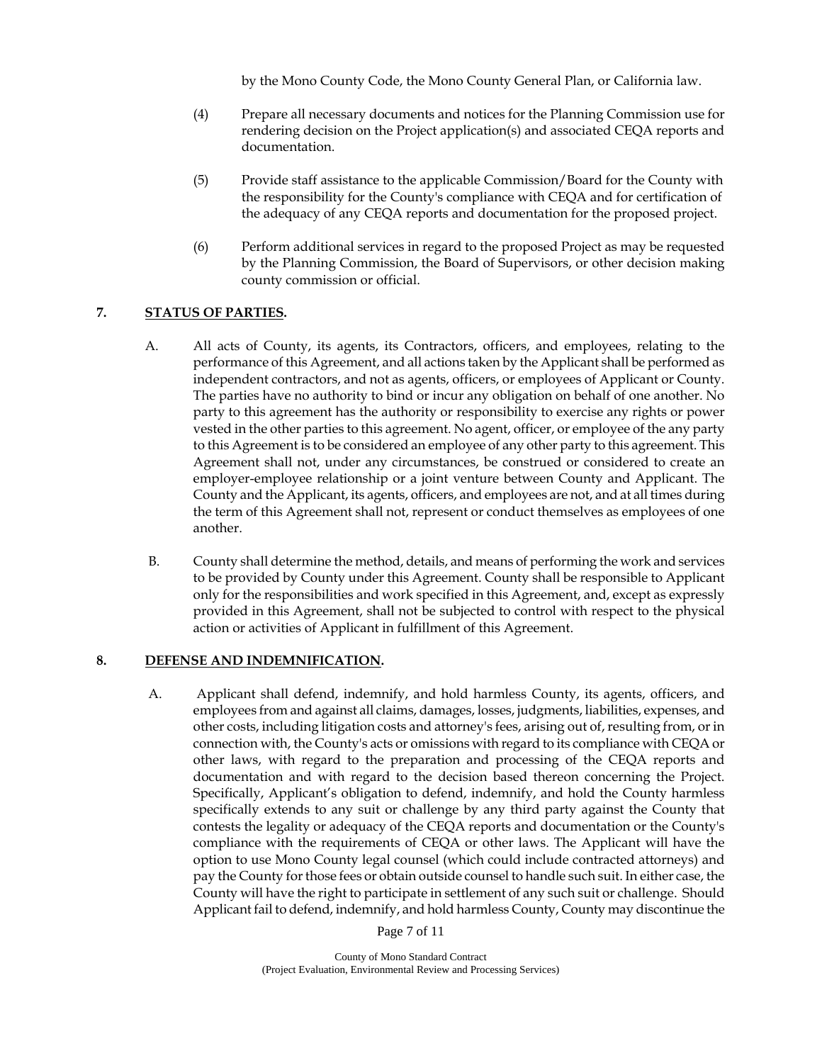by the Mono County Code, the Mono County General Plan, or California law.

(4) Prepare all necessary documents and notices for the Planning Commission use for rendering decision on the Project application(s) and associated CEQA reports and documentation.

(5) Provide staff assistance to the applicable Commission/Board for the County with the responsibility for the County's compliance with CEQA and for certification of the adequacy of any CEQA reports and documentation for the proposed project.

(6) Perform additional services in regard to the proposed Project as may be requested by the Planning Commission, the Board of Supervisors, or other decision making county commission or official.

## 7. STATUS OF PARTIES.

A. All acts of County, its agents, its Contractors, officers, and employees, relating to the performance of this Agreement, and all actions taken by the Applicant shall be performed as independent contractors, and not as agents, officers, or employees of Applicant or County. The parties have no authority to bind or incur any obligation on behalf of one another. No party to this agreement has the authority or responsibility to exercise any rights or power vested in the other parties to this agreement. No agent, officer, or employee of the any party to this Agreement is to be considered an employee of any other party to this agreement. This Agreement shall not, under any circumstances, be construed or considered to create an employer-employee relationship or a joint venture between County and Applicant. The County and the Applicant, its agents, officers, and employees are not, and at all times during the term of this Agreement shall not, represent or conduct themselves as employees of one another.

B. County shall determine the method, details, and means of performing the work and services to be provided by County under this Agreement. County shall be responsible to Applicant only for the responsibilities and work specified in this Agreement, and, except as expressly provided in this Agreement, shall not be subjected to control with respect to the physical action or activities of Applicant in fulfillment of this Agreement.

## 8. DEFENSE AND INDEMNIFICATION.

A. Applicant shall defend, indemnify, and hold harmless County, its agents, officers, and employees from and against all claims, damages, losses, judgments, liabilities, expenses, and other costs, including litigation costs and attorney's fees, arising out of, resulting from, or in connection with, the County's acts or omissions with regard to its compliance with CEQA or other laws, with regard to the preparation and processing of the CEQA reports and documentation and with regard to the decision based thereon concerning the Project. Specifically, Applicant's obligation to defend, indemnify, and hold the County harmless specifically extends to any suit or challenge by any third party against the County that contests the legality or adequacy of the CEQA reports and documentation or the County's compliance with the requirements of CEQA or other laws. The Applicant will have the option to use Mono County legal counsel (which could include contracted attorneys) and pay the County for those fees or obtain outside counsel to handle such suit. In either case, the County will have the right to participate in settlement of any such suit or challenge. Should Applicant fail to defend, indemnify, and hold harmless County, County may discontinue the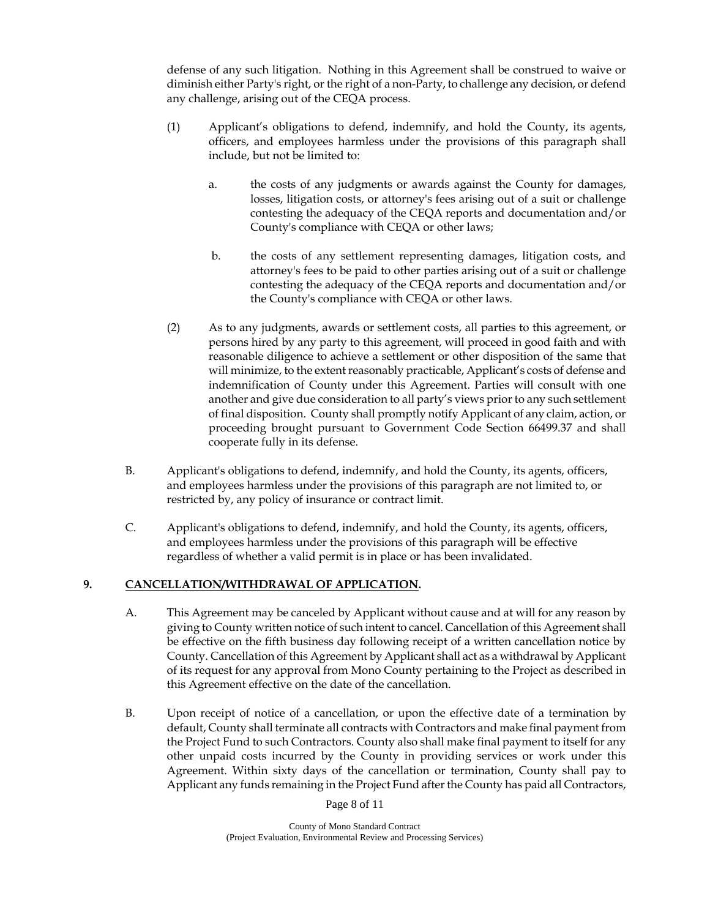defense of any such litigation. Nothing in this Agreement shall be construed to waive or diminish either Party's right, or the right of a non-Party, to challenge any decision, or defend any challenge, arising out of the CEQA process.

(1) Applicant's obligations to defend, indemnify, and hold the County, its agents, officers, and employees harmless under the provisions of this paragraph shall include, but not be limited to:

a. the costs of any judgments or awards against the County for damages, losses, litigation costs, or attorney's fees arising out of a suit or challenge contesting the adequacy of the CEQA reports and documentation and/or County's compliance with CEQA or other laws;

b. the costs of any settlement representing damages, litigation costs, and attorney's fees to be paid to other parties arising out of a suit or challenge contesting the adequacy of the CEQA reports and documentation and/or the County's compliance with CEQA or other laws.

(2) As to any judgments, awards or settlement costs, all parties to this agreement, or persons hired by any party to this agreement, will proceed in good faith and with reasonable diligence to achieve a settlement or other disposition of the same that will minimize, to the extent reasonably practicable, Applicant's costs of defense and indemnification of County under this Agreement. Parties will consult with one another and give due consideration to all party's views prior to any such settlement of final disposition. County shall promptly notify Applicant of any claim, action, or proceeding brought pursuant to Government Code Section 66499.37 and shall cooperate fully in its defense.

B. Applicant's obligations to defend, indemnify, and hold the County, its agents, officers, and employees harmless under the provisions of this paragraph are not limited to, or restricted by, any policy of insurance or contract limit.

C. Applicant's obligations to defend, indemnify, and hold the County, its agents, officers, and employees harmless under the provisions of this paragraph will be effective regardless of whether a valid permit is in place or has been invalidated.

**9. <u>CANCELLATION/WITHDRAWAL OF APPLICATION</u>.**

A. This Agreement may be canceled by Applicant without cause and at will for any reason by giving to County written notice of such intent to cancel. Cancellation of this Agreement shall be effective on the fifth business day following receipt of a written cancellation notice by County. Cancellation of this Agreement by Applicant shall act as a withdrawal by Applicant of its request for any approval from Mono County pertaining to the Project as described in this Agreement effective on the date of the cancellation.

B. Upon receipt of notice of a cancellation, or upon the effective date of a termination by default, County shall terminate all contracts with Contractors and make final payment from the Project Fund to such Contractors. County also shall make final payment to itself for any other unpaid costs incurred by the County in providing services or work under this Agreement. Within sixty days of the cancellation or termination, County shall pay to Applicant any funds remaining in the Project Fund after the County has paid all Contractors,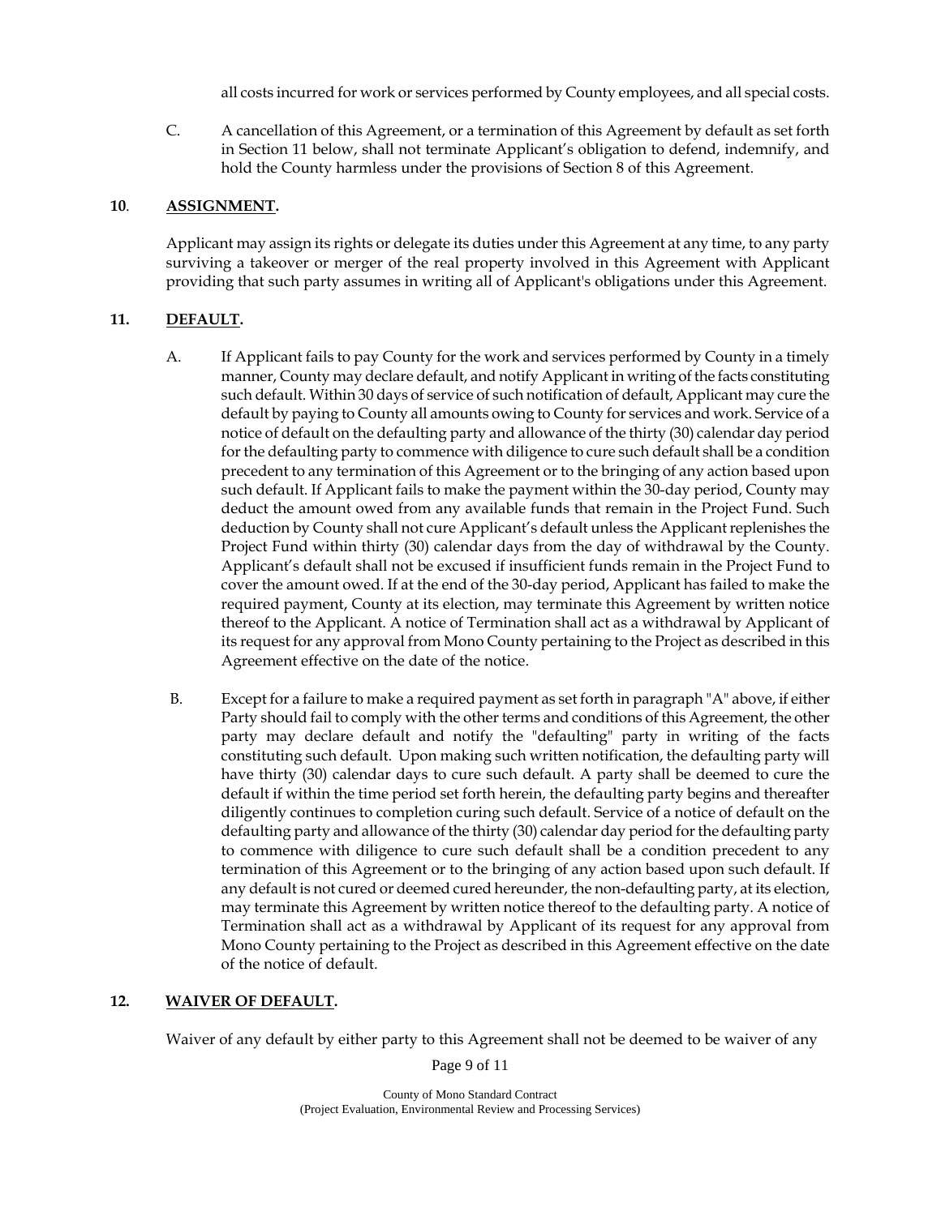all costs incurred for work or services performed by County employees, and all special costs.

C. A cancellation of this Agreement, or a termination of this Agreement by default as set forth in Section 11 below, shall not terminate Applicant's obligation to defend, indemnify, and hold the County harmless under the provisions of Section 8 of this Agreement.

**10**. **ASSIGNMENT.**

Applicant may assign its rights or delegate its duties under this Agreement at any time, to any party surviving a takeover or merger of the real property involved in this Agreement with Applicant providing that such party assumes in writing all of Applicant's obligations under this Agreement.

**11. DEFAULT.**

A. If Applicant fails to pay County for the work and services performed by County in a timely manner, County may declare default, and notify Applicant in writing of the facts constituting such default. Within 30 days of service of such notification of default, Applicant may cure the default by paying to County all amounts owing to County for services and work. Service of a notice of default on the defaulting party and allowance of the thirty (30) calendar day period for the defaulting party to commence with diligence to cure such default shall be a condition precedent to any termination of this Agreement or to the bringing of any action based upon such default. If Applicant fails to make the payment within the 30-day period, County may deduct the amount owed from any available funds that remain in the Project Fund. Such deduction by County shall not cure Applicant's default unless the Applicant replenishes the Project Fund within thirty (30) calendar days from the day of withdrawal by the County. Applicant's default shall not be excused if insufficient funds remain in the Project Fund to cover the amount owed. If at the end of the 30-day period, Applicant has failed to make the required payment, County at its election, may terminate this Agreement by written notice thereof to the Applicant. A notice of Termination shall act as a withdrawal by Applicant of its request for any approval from Mono County pertaining to the Project as described in this Agreement effective on the date of the notice.

B. Except for a failure to make a required payment as set forth in paragraph "A" above, if either Party should fail to comply with the other terms and conditions of this Agreement, the other party may declare default and notify the "defaulting" party in writing of the facts constituting such default. Upon making such written notification, the defaulting party will have thirty (30) calendar days to cure such default. A party shall be deemed to cure the default if within the time period set forth herein, the defaulting party begins and thereafter diligently continues to completion curing such default. Service of a notice of default on the defaulting party and allowance of the thirty (30) calendar day period for the defaulting party to commence with diligence to cure such default shall be a condition precedent to any termination of this Agreement or to the bringing of any action based upon such default. If any default is not cured or deemed cured hereunder, the non-defaulting party, at its election, may terminate this Agreement by written notice thereof to the defaulting party. A notice of Termination shall act as a withdrawal by Applicant of its request for any approval from Mono County pertaining to the Project as described in this Agreement effective on the date of the notice of default.

**12. WAIVER OF DEFAULT.**

Waiver of any default by either party to this Agreement shall not be deemed to be waiver of any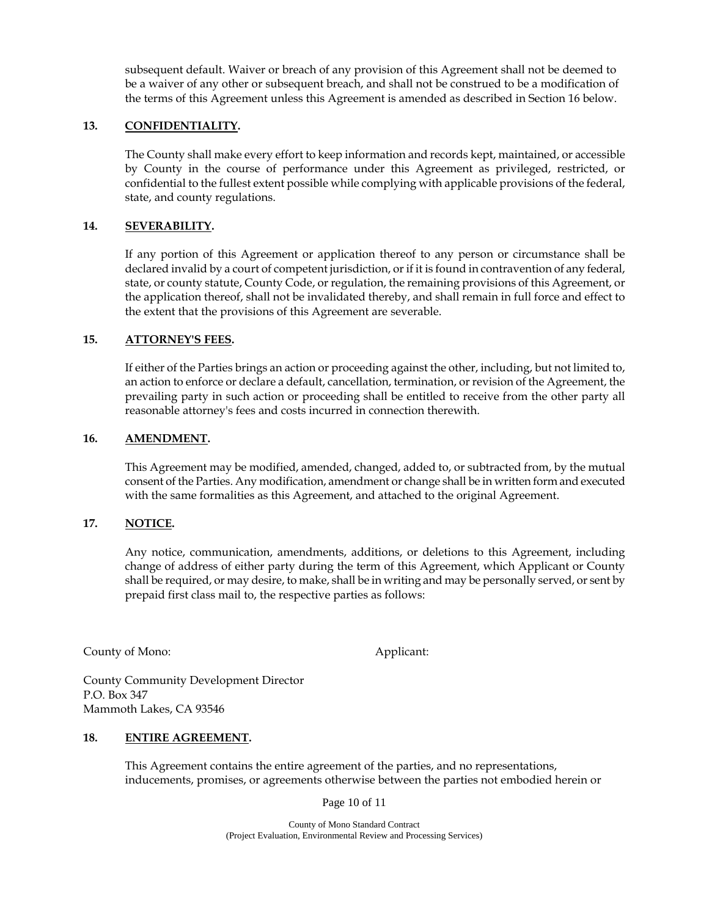subsequent default. Waiver or breach of any provision of this Agreement shall not be deemed to be a waiver of any other or subsequent breach, and shall not be construed to be a modification of the terms of this Agreement unless this Agreement is amended as described in Section 16 below.

**13. <u>CONFIDENTIALITY</u>.**

The County shall make every effort to keep information and records kept, maintained, or accessible by County in the course of performance under this Agreement as privileged, restricted, or confidential to the fullest extent possible while complying with applicable provisions of the federal, state, and county regulations.

**14. <u>SEVERABILITY</u>.**

If any portion of this Agreement or application thereof to any person or circumstance shall be declared invalid by a court of competent jurisdiction, or if it is found in contravention of any federal, state, or county statute, County Code, or regulation, the remaining provisions of this Agreement, or the application thereof, shall not be invalidated thereby, and shall remain in full force and effect to the extent that the provisions of this Agreement are severable.

**15. <u>ATTORNEY'S FEES</u>.**

If either of the Parties brings an action or proceeding against the other, including, but not limited to, an action to enforce or declare a default, cancellation, termination, or revision of the Agreement, the prevailing party in such action or proceeding shall be entitled to receive from the other party all reasonable attorney's fees and costs incurred in connection therewith.

**16. <u>AMENDMENT</u>.**

This Agreement may be modified, amended, changed, added to, or subtracted from, by the mutual consent of the Parties. Any modification, amendment or change shall be in written form and executed with the same formalities as this Agreement, and attached to the original Agreement.

**17. <u>NOTICE</u>.**

Any notice, communication, amendments, additions, or deletions to this Agreement, including change of address of either party during the term of this Agreement, which Applicant or County shall be required, or may desire, to make, shall be in writing and may be personally served, or sent by prepaid first class mail to, the respective parties as follows:

County of Mono:

County Community Development Director
P.O. Box 347
Mammoth Lakes, CA 93546

Applicant:

**18. <u>ENTIRE AGREEMENT</u>.**

This Agreement contains the entire agreement of the parties, and no representations, inducements, promises, or agreements otherwise between the parties not embodied herein or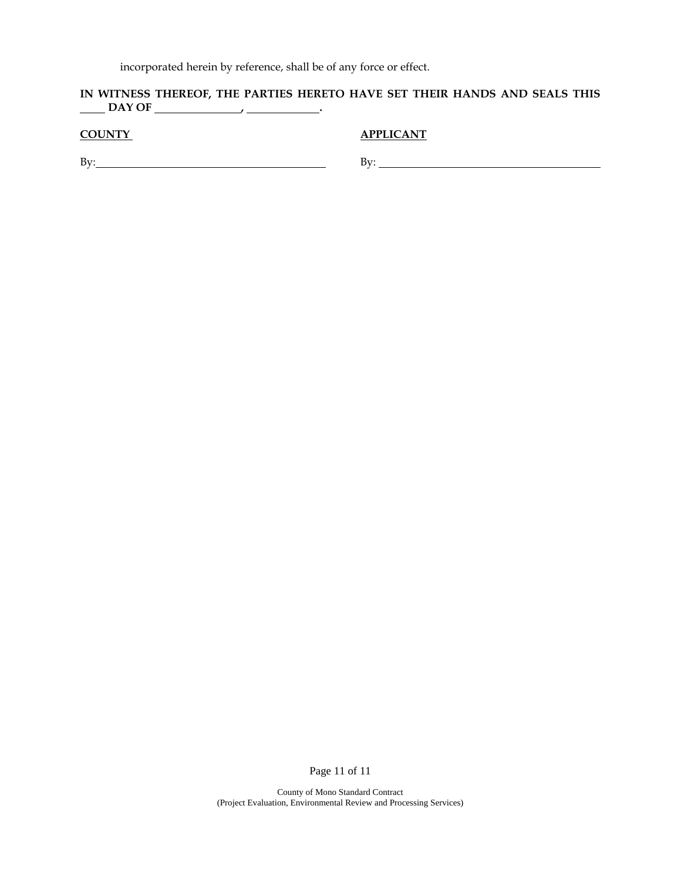incorporated herein by reference, shall be of any force or effect.

**IN WITNESS THEREOF, THE PARTIES HERETO HAVE SET THEIR HANDS AND SEALS THIS \_\_\_\_ DAY OF \_\_\_\_\_\_\_\_\_\_\_\_\_\_\_, \_\_\_\_\_\_\_\_\_\_\_\_.**

| | |
|---|---|
| **<u>COUNTY</u>** | **<u>APPLICANT</u>** |
| By:\_\_\_\_\_\_\_\_\_\_\_\_\_\_\_\_\_\_\_\_\_\_\_\_\_\_\_\_\_\_\_\_\_\_\_\_\_\_\_\_ | By: \_\_\_\_\_\_\_\_\_\_\_\_\_\_\_\_\_\_\_\_\_\_\_\_\_\_\_\_\_\_\_\_\_\_\_\_\_\_\_\_ |

County of Mono Standard Contract
(Project Evaluation, Environmental Review and Processing Services)